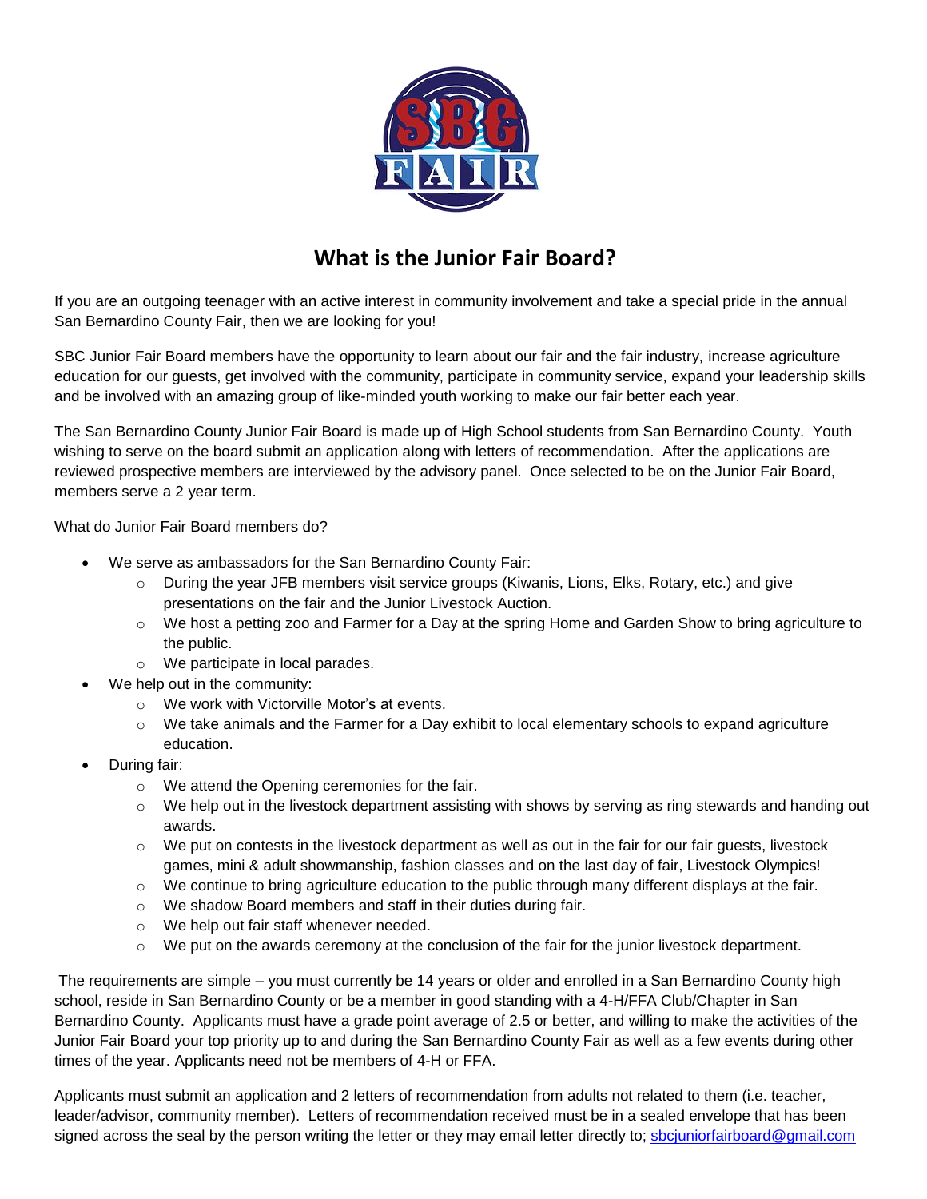# What is the Junior Fair Board?

If you are an outgoing teenager with an active interest in community involvement and take a special pride in the annual San Bernardino County Fair, then we are looking for you!

SBC Junior Fair Board members have the opportunity to learn about our fair and the fair industry, increase agriculture education for our guests, get involved with the community, participate in community service, expand your leadership skills and be involved with an amazing group of like-minded youth working to make our fair better each year.

The San Bernardino County Junior Fair Board is made up of High School students from San Bernardino County. Youth wishing to serve on the board submit an application along with letters of recommendation. After the applications are reviewed prospective members are interviewed by the advisory panel. Once selected to be on the Junior Fair Board, members serve a 2 year term.

What do Junior Fair Board members do?

- We serve as ambassadors for the San Bernardino County Fair:
  - During the year JFB members visit service groups (Kiwanis, Lions, Elks, Rotary, etc.) and give presentations on the fair and the Junior Livestock Auction.
  - We host a petting zoo and Farmer for a Day at the spring Home and Garden Show to bring agriculture to the public.
  - We participate in local parades.
- We help out in the community:
  - We work with Victorville Motor's at events.
  - We take animals and the Farmer for a Day exhibit to local elementary schools to expand agriculture education.
- During fair:
  - We attend the Opening ceremonies for the fair.
  - We help out in the livestock department assisting with shows by serving as ring stewards and handing out awards.
  - We put on contests in the livestock department as well as out in the fair for our fair guests, livestock games, mini & adult showmanship, fashion classes and on the last day of fair, Livestock Olympics!
  - We continue to bring agriculture education to the public through many different displays at the fair.
  - We shadow Board members and staff in their duties during fair.
  - We help out fair staff whenever needed.
  - We put on the awards ceremony at the conclusion of the fair for the junior livestock department.

The requirements are simple – you must currently be 14 years or older and enrolled in a San Bernardino County high school, reside in San Bernardino County or be a member in good standing with a 4-H/FFA Club/Chapter in San Bernardino County. Applicants must have a grade point average of 2.5 or better, and willing to make the activities of the Junior Fair Board your top priority up to and during the San Bernardino County Fair as well as a few events during other times of the year. Applicants need not be members of 4-H or FFA.

Applicants must submit an application and 2 letters of recommendation from adults not related to them (i.e. teacher, leader/advisor, community member). Letters of recommendation received must be in a sealed envelope that has been signed across the seal by the person writing the letter or they may email letter directly to; sbcjuniorfairboard@gmail.com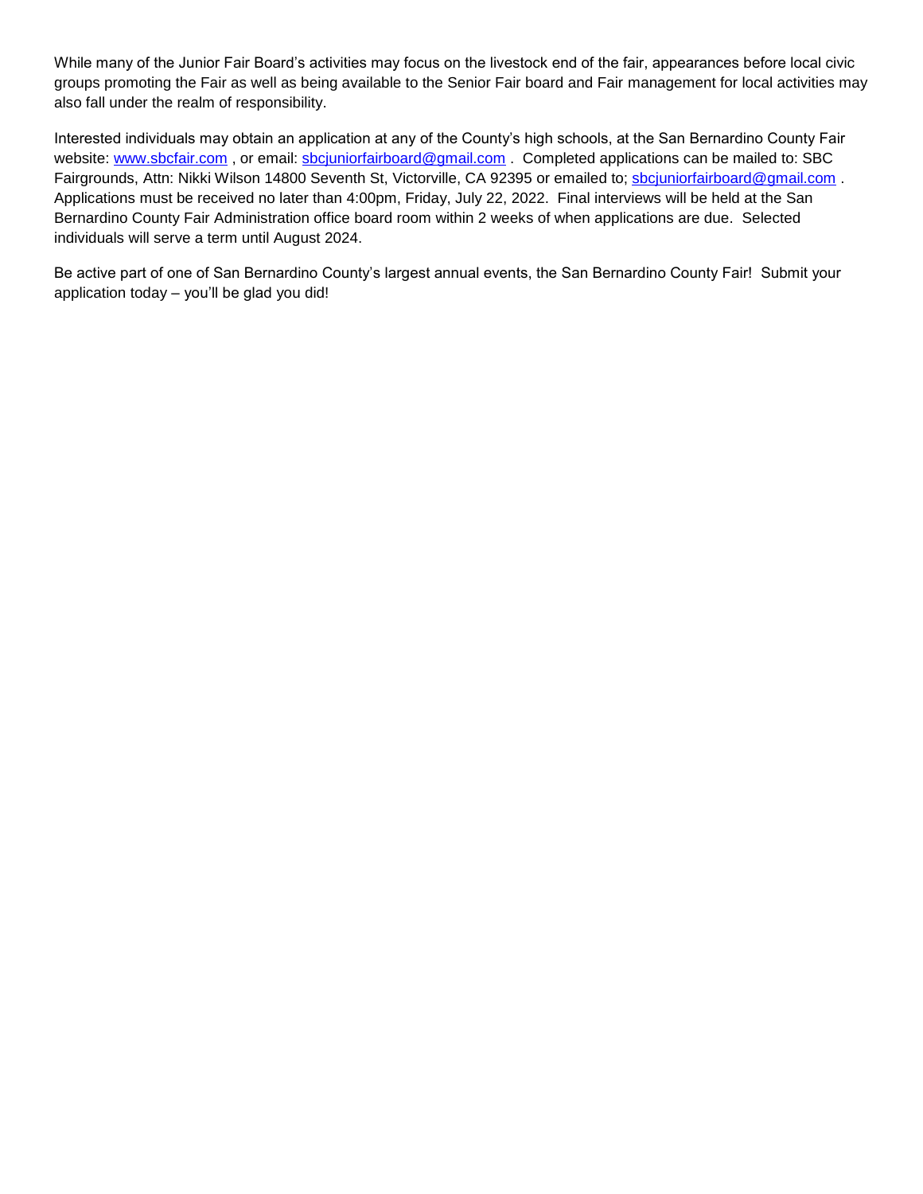While many of the Junior Fair Board's activities may focus on the livestock end of the fair, appearances before local civic groups promoting the Fair as well as being available to the Senior Fair board and Fair management for local activities may also fall under the realm of responsibility.

Interested individuals may obtain an application at any of the County's high schools, at the San Bernardino County Fair website: www.sbcfair.com , or email: sbcjuniorfairboard@gmail.com . Completed applications can be mailed to: SBC Fairgrounds, Attn: Nikki Wilson 14800 Seventh St, Victorville, CA 92395 or emailed to; sbcjuniorfairboard@gmail.com . Applications must be received no later than 4:00pm, Friday, July 22, 2022. Final interviews will be held at the San Bernardino County Fair Administration office board room within 2 weeks of when applications are due. Selected individuals will serve a term until August 2024.

Be active part of one of San Bernardino County's largest annual events, the San Bernardino County Fair! Submit your application today – you'll be glad you did!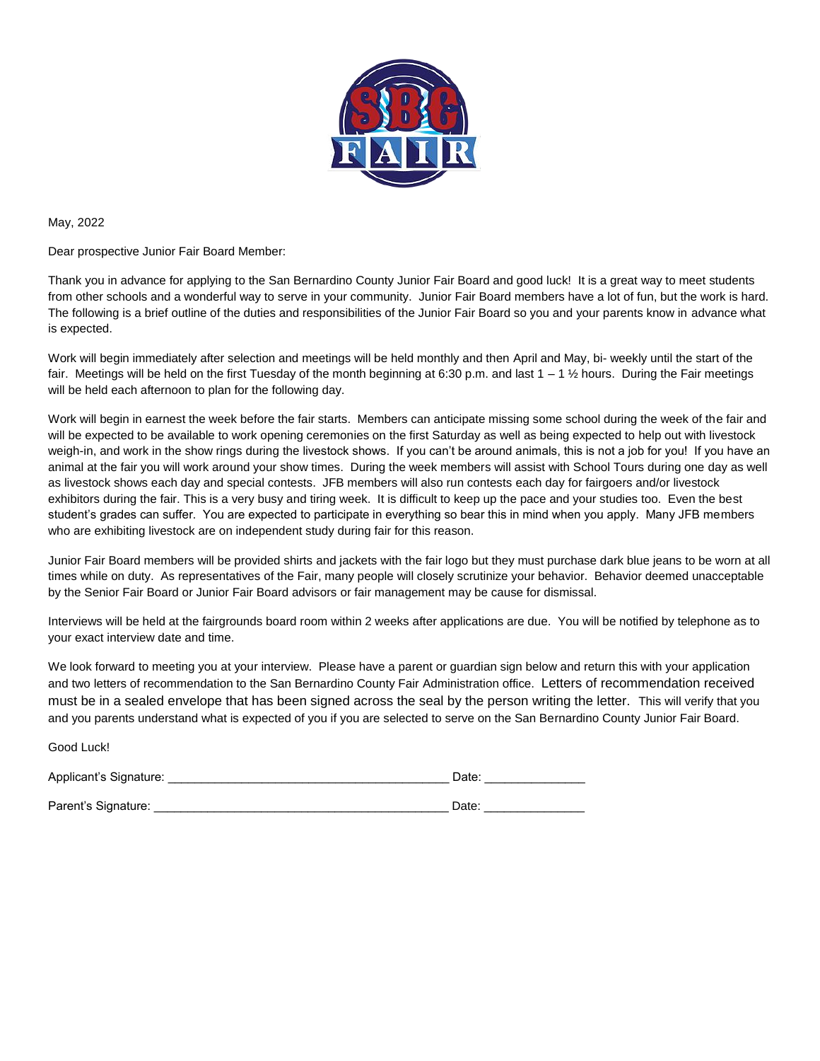May, 2022

Dear prospective Junior Fair Board Member:

Thank you in advance for applying to the San Bernardino County Junior Fair Board and good luck! It is a great way to meet students from other schools and a wonderful way to serve in your community. Junior Fair Board members have a lot of fun, but the work is hard. The following is a brief outline of the duties and responsibilities of the Junior Fair Board so you and your parents know in advance what is expected.

Work will begin immediately after selection and meetings will be held monthly and then April and May, bi- weekly until the start of the fair. Meetings will be held on the first Tuesday of the month beginning at 6:30 p.m. and last 1 – 1 ½ hours. During the Fair meetings will be held each afternoon to plan for the following day.

Work will begin in earnest the week before the fair starts. Members can anticipate missing some school during the week of the fair and will be expected to be available to work opening ceremonies on the first Saturday as well as being expected to help out with livestock weigh-in, and work in the show rings during the livestock shows. If you can't be around animals, this is not a job for you! If you have an animal at the fair you will work around your show times. During the week members will assist with School Tours during one day as well as livestock shows each day and special contests. JFB members will also run contests each day for fairgoers and/or livestock exhibitors during the fair. This is a very busy and tiring week. It is difficult to keep up the pace and your studies too. Even the best student's grades can suffer. You are expected to participate in everything so bear this in mind when you apply. Many JFB members who are exhibiting livestock are on independent study during fair for this reason.

Junior Fair Board members will be provided shirts and jackets with the fair logo but they must purchase dark blue jeans to be worn at all times while on duty. As representatives of the Fair, many people will closely scrutinize your behavior. Behavior deemed unacceptable by the Senior Fair Board or Junior Fair Board advisors or fair management may be cause for dismissal.

Interviews will be held at the fairgrounds board room within 2 weeks after applications are due. You will be notified by telephone as to your exact interview date and time.

We look forward to meeting you at your interview. Please have a parent or guardian sign below and return this with your application and two letters of recommendation to the San Bernardino County Fair Administration office. Letters of recommendation received must be in a sealed envelope that has been signed across the seal by the person writing the letter. This will verify that you and you parents understand what is expected of you if you are selected to serve on the San Bernardino County Junior Fair Board.

Good Luck!

Applicant's Signature: ________________________________________ Date: ______________

Parent's Signature: ___________________________________________ Date: ______________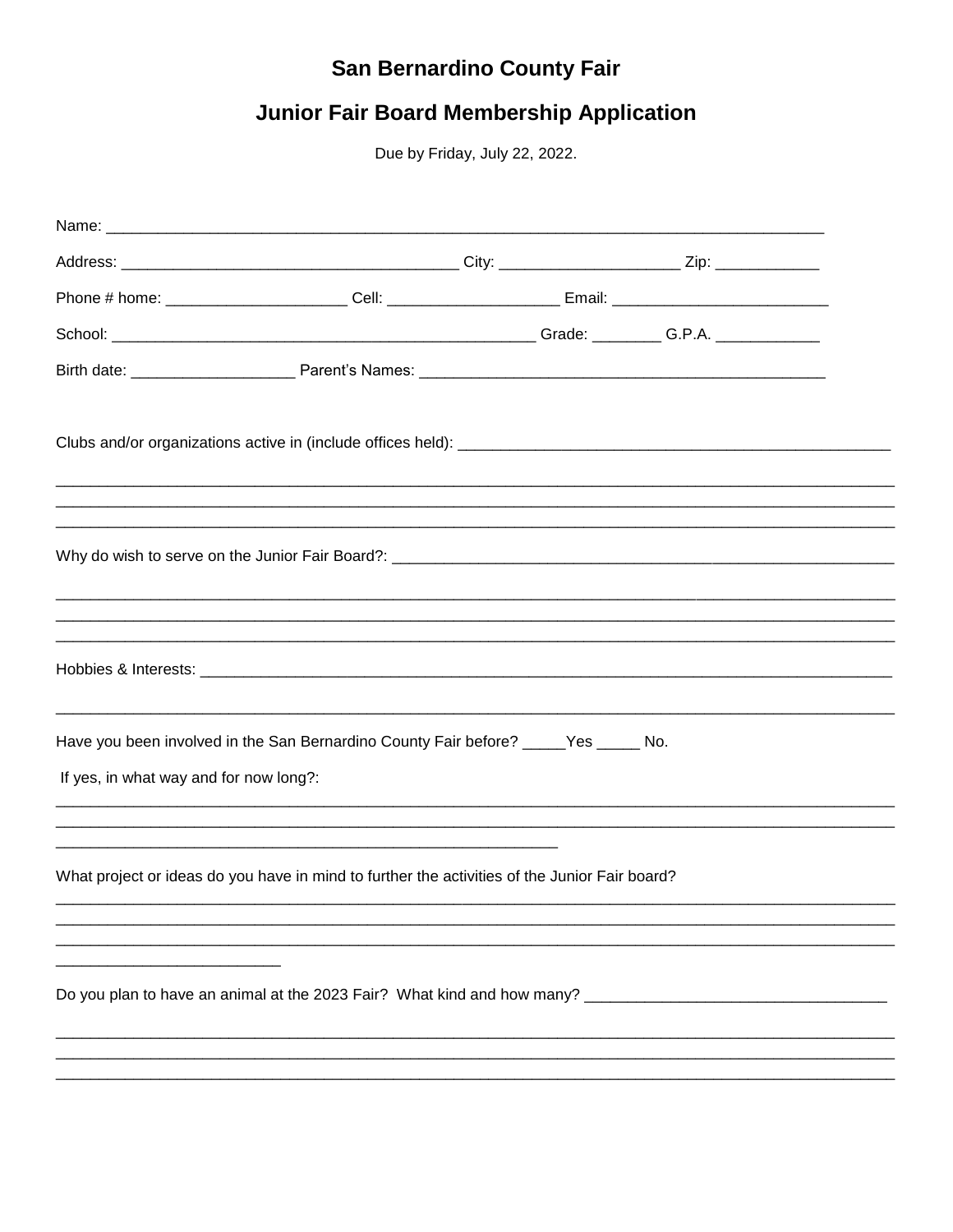# San Bernardino County Fair

## Junior Fair Board Membership Application

Due by Friday, July 22, 2022.

Name: ____________________________________________________________________________

Address: ______________________________________ City: ____________________ Zip: ___________

Phone # home: ____________________ Cell: __________________ Email: ________________________

School: _______________________________________________ Grade: ________ G.P.A. ___________

Birth date: __________________ Parent's Names: _____________________________________________

Clubs and/or organizations active in (include offices held): ________________________________________

____________________________________________________________________________________________
____________________________________________________________________________________________
____________________________________________________________________________________________

Why do wish to serve on the Junior Fair Board?: _________________________________________________

____________________________________________________________________________________________
____________________________________________________________________________________________
____________________________________________________________________________________________

Hobbies & Interests: _________________________________________________________________________

____________________________________________________________________________________________

Have you been involved in the San Bernardino County Fair before? _____Yes _____ No.

If yes, in what way and for now long?:

____________________________________________________________________________________________
____________________________________________________________________________________________
________________________________________________________

What project or ideas do you have in mind to further the activities of the Junior Fair board?

____________________________________________________________________________________________
____________________________________________________________________________________________
____________________________________________________________________________________________
_________________________

Do you plan to have an animal at the 2023 Fair? What kind and how many? __________________________________

____________________________________________________________________________________________
____________________________________________________________________________________________
____________________________________________________________________________________________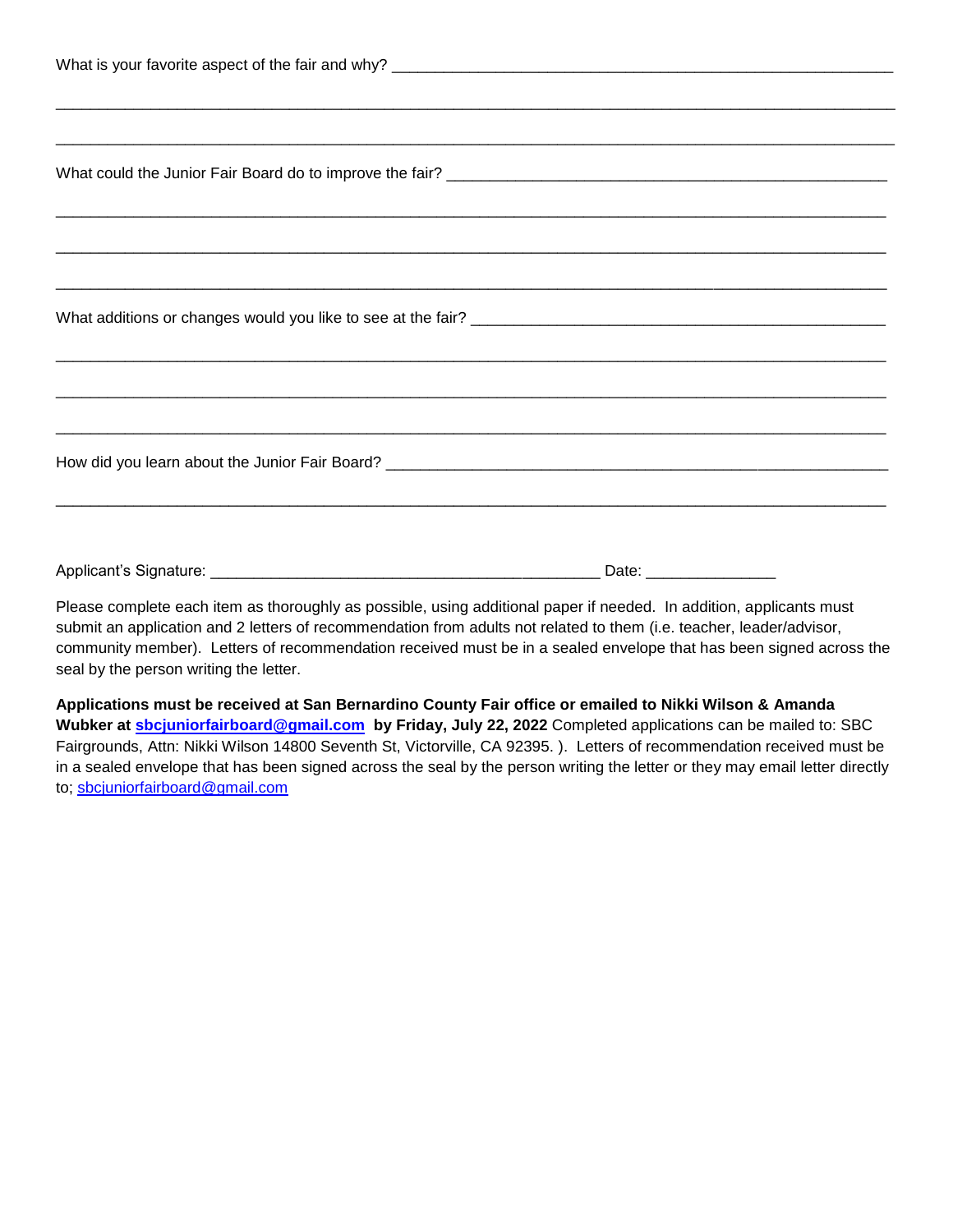What is your favorite aspect of the fair and why? ___________________________________________________________

_____________________________________________________________________________________________

_____________________________________________________________________________________________

What could the Junior Fair Board do to improve the fair? ____________________________________________________

_____________________________________________________________________________________________

_____________________________________________________________________________________________

_____________________________________________________________________________________________

What additions or changes would you like to see at the fair? _________________________________________________

_____________________________________________________________________________________________

_____________________________________________________________________________________________

_____________________________________________________________________________________________

How did you learn about the Junior Fair Board? ____________________________________________________________

_____________________________________________________________________________________________

Applicant's Signature: _____________________________________________ Date: _______________

Please complete each item as thoroughly as possible, using additional paper if needed. In addition, applicants must submit an application and 2 letters of recommendation from adults not related to them (i.e. teacher, leader/advisor, community member). Letters of recommendation received must be in a sealed envelope that has been signed across the seal by the person writing the letter.

**Applications must be received at San Bernardino County Fair office or emailed to Nikki Wilson & Amanda Wubker at sbcjuniorfairboard@gmail.com by Friday, July 22, 2022** Completed applications can be mailed to: SBC Fairgrounds, Attn: Nikki Wilson 14800 Seventh St, Victorville, CA 92395. ). Letters of recommendation received must be in a sealed envelope that has been signed across the seal by the person writing the letter or they may email letter directly to; sbcjuniorfairboard@gmail.com